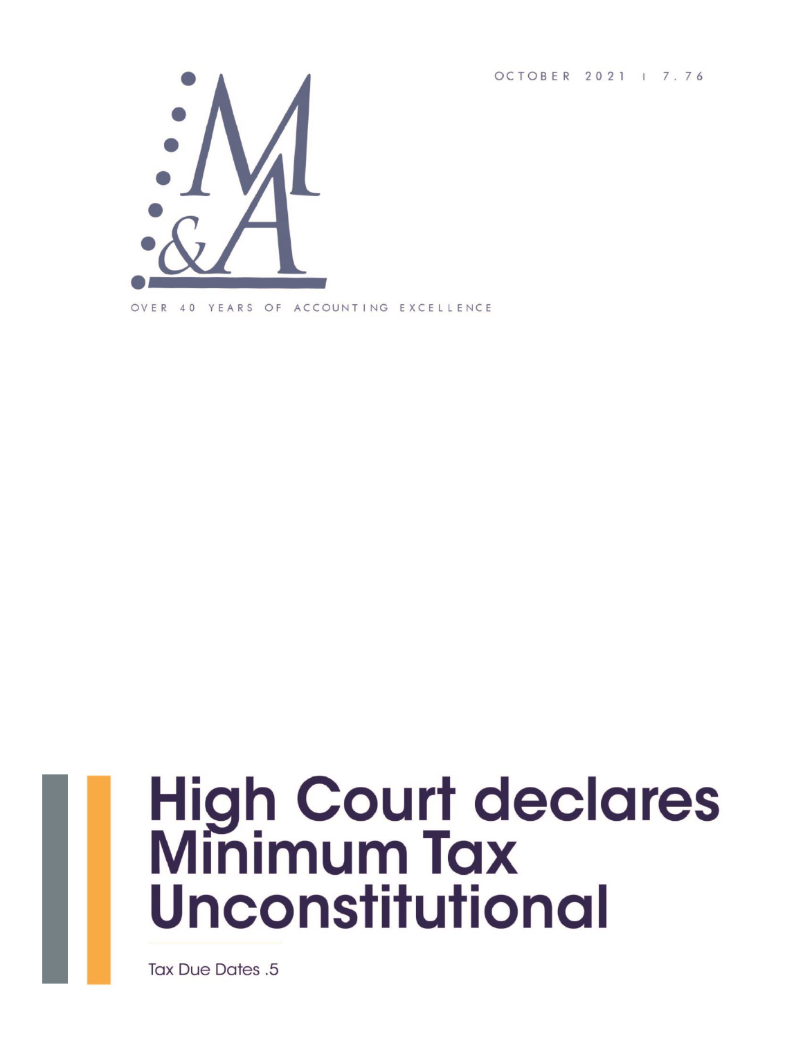OCTOBER 2021 | 7.76

M&A

OVER 40 YEARS OF ACCOUNTING EXCELLENCE

# High Court declares Minimum Tax Unconstitutional

Tax Due Dates .5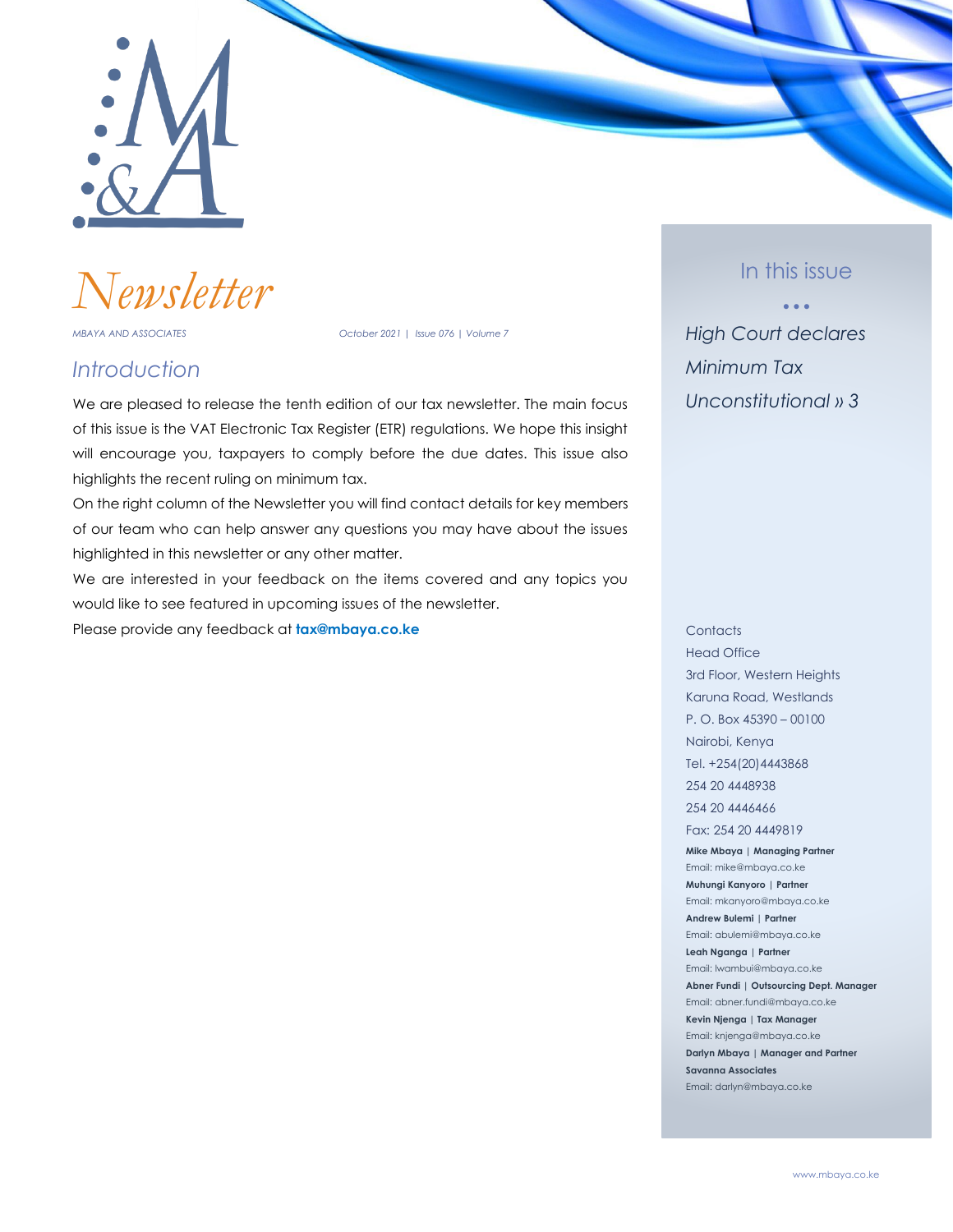# Newsletter

*MBAYA AND ASSOCIATES* *October 2021 | Issue 076 | Volume 7*

## Introduction

We are pleased to release the tenth edition of our tax newsletter. The main focus of this issue is the VAT Electronic Tax Register (ETR) regulations. We hope this insight will encourage you, taxpayers to comply before the due dates. This issue also highlights the recent ruling on minimum tax.

On the right column of the Newsletter you will find contact details for key members of our team who can help answer any questions you may have about the issues highlighted in this newsletter or any other matter.

We are interested in your feedback on the items covered and any topics you would like to see featured in upcoming issues of the newsletter.

Please provide any feedback at **tax@mbaya.co.ke**

## In this issue

*High Court declares Minimum Tax Unconstitutional » 3*

Contacts

Head Office

3rd Floor, Western Heights

Karuna Road, Westlands

P. O. Box 45390 – 00100

Nairobi, Kenya

Tel. +254(20)4443868

254 20 4448938

254 20 4446466

Fax: 254 20 4449819

**Mike Mbaya | Managing Partner**
Email: mike@mbaya.co.ke

**Muhungi Kanyoro | Partner**
Email: mkanyoro@mbaya.co.ke

**Andrew Bulemi | Partner**
Email: abulemi@mbaya.co.ke

**Leah Nganga | Partner**
Email: lwambui@mbaya.co.ke

**Abner Fundi | Outsourcing Dept. Manager**
Email: abner.fundi@mbaya.co.ke

**Kevin Njenga | Tax Manager**
Email: knjenga@mbaya.co.ke

**Darlyn Mbaya | Manager and Partner Savanna Associates**
Email: darlyn@mbaya.co.ke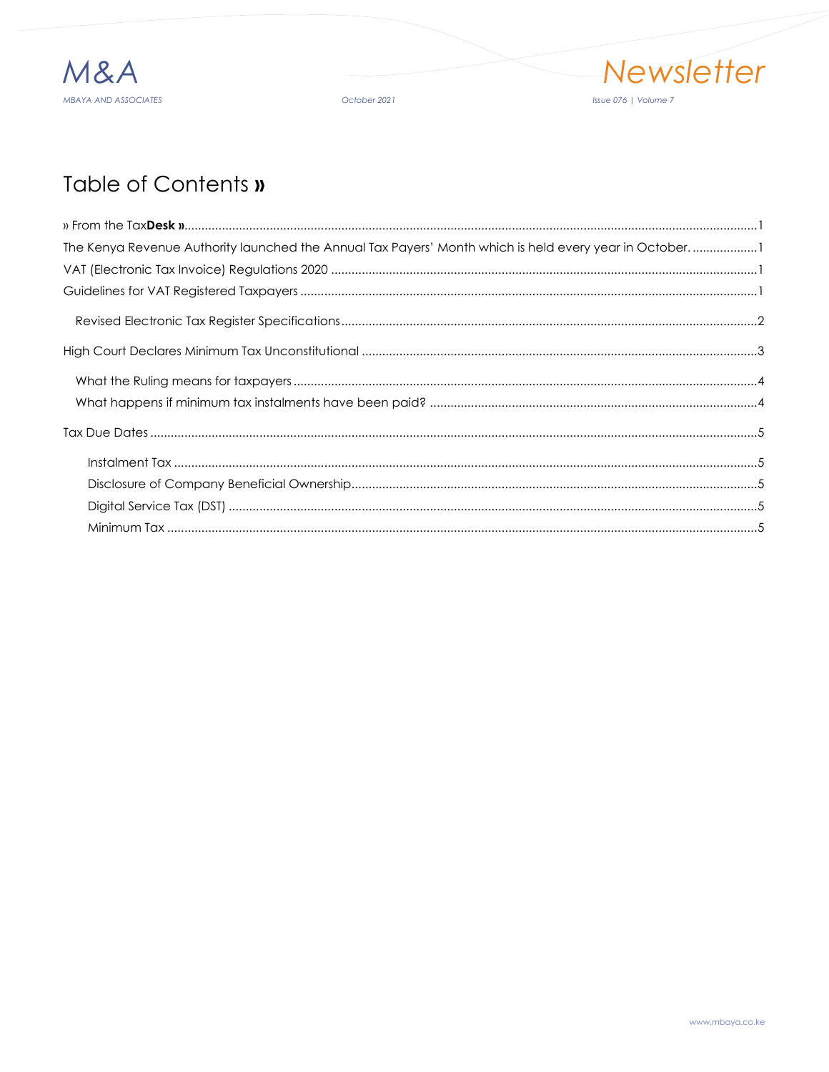# Table of Contents »

» From the Tax**Desk** »........................................................1

The Kenya Revenue Authority launched the Annual Tax Payers' Month which is held every year in October. ....................1

VAT (Electronic Tax Invoice) Regulations 2020 ........................................................1

Guidelines for VAT Registered Taxpayers ........................................................1

- Revised Electronic Tax Register Specifications........................................................2

High Court Declares Minimum Tax Unconstitutional ........................................................3

- What the Ruling means for taxpayers ........................................................4
- What happens if minimum tax instalments have been paid? ........................................................4

Tax Due Dates ........................................................5

- Instalment Tax ........................................................5
- Disclosure of Company Beneficial Ownership........................................................5
- Digital Service Tax (DST) ........................................................5
- Minimum Tax ........................................................5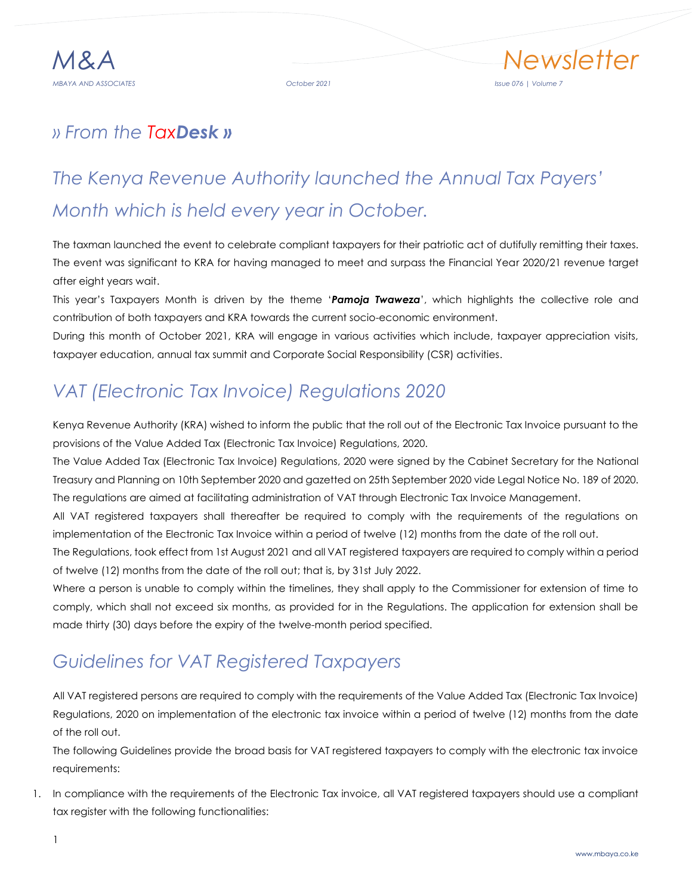## » From the TaxDesk »

## The Kenya Revenue Authority launched the Annual Tax Payers' Month which is held every year in October.

The taxman launched the event to celebrate compliant taxpayers for their patriotic act of dutifully remitting their taxes. The event was significant to KRA for having managed to meet and surpass the Financial Year 2020/21 revenue target after eight years wait.

This year's Taxpayers Month is driven by the theme '***Pamoja Twaweza***', which highlights the collective role and contribution of both taxpayers and KRA towards the current socio-economic environment.

During this month of October 2021, KRA will engage in various activities which include, taxpayer appreciation visits, taxpayer education, annual tax summit and Corporate Social Responsibility (CSR) activities.

## VAT (Electronic Tax Invoice) Regulations 2020

Kenya Revenue Authority (KRA) wished to inform the public that the roll out of the Electronic Tax Invoice pursuant to the provisions of the Value Added Tax (Electronic Tax Invoice) Regulations, 2020.

The Value Added Tax (Electronic Tax Invoice) Regulations, 2020 were signed by the Cabinet Secretary for the National Treasury and Planning on 10th September 2020 and gazetted on 25th September 2020 vide Legal Notice No. 189 of 2020. The regulations are aimed at facilitating administration of VAT through Electronic Tax Invoice Management.

All VAT registered taxpayers shall thereafter be required to comply with the requirements of the regulations on implementation of the Electronic Tax Invoice within a period of twelve (12) months from the date of the roll out.

The Regulations, took effect from 1st August 2021 and all VAT registered taxpayers are required to comply within a period of twelve (12) months from the date of the roll out; that is, by 31st July 2022.

Where a person is unable to comply within the timelines, they shall apply to the Commissioner for extension of time to comply, which shall not exceed six months, as provided for in the Regulations. The application for extension shall be made thirty (30) days before the expiry of the twelve-month period specified.

## Guidelines for VAT Registered Taxpayers

All VAT registered persons are required to comply with the requirements of the Value Added Tax (Electronic Tax Invoice) Regulations, 2020 on implementation of the electronic tax invoice within a period of twelve (12) months from the date of the roll out.

The following Guidelines provide the broad basis for VAT registered taxpayers to comply with the electronic tax invoice requirements:

1. In compliance with the requirements of the Electronic Tax invoice, all VAT registered taxpayers should use a compliant tax register with the following functionalities: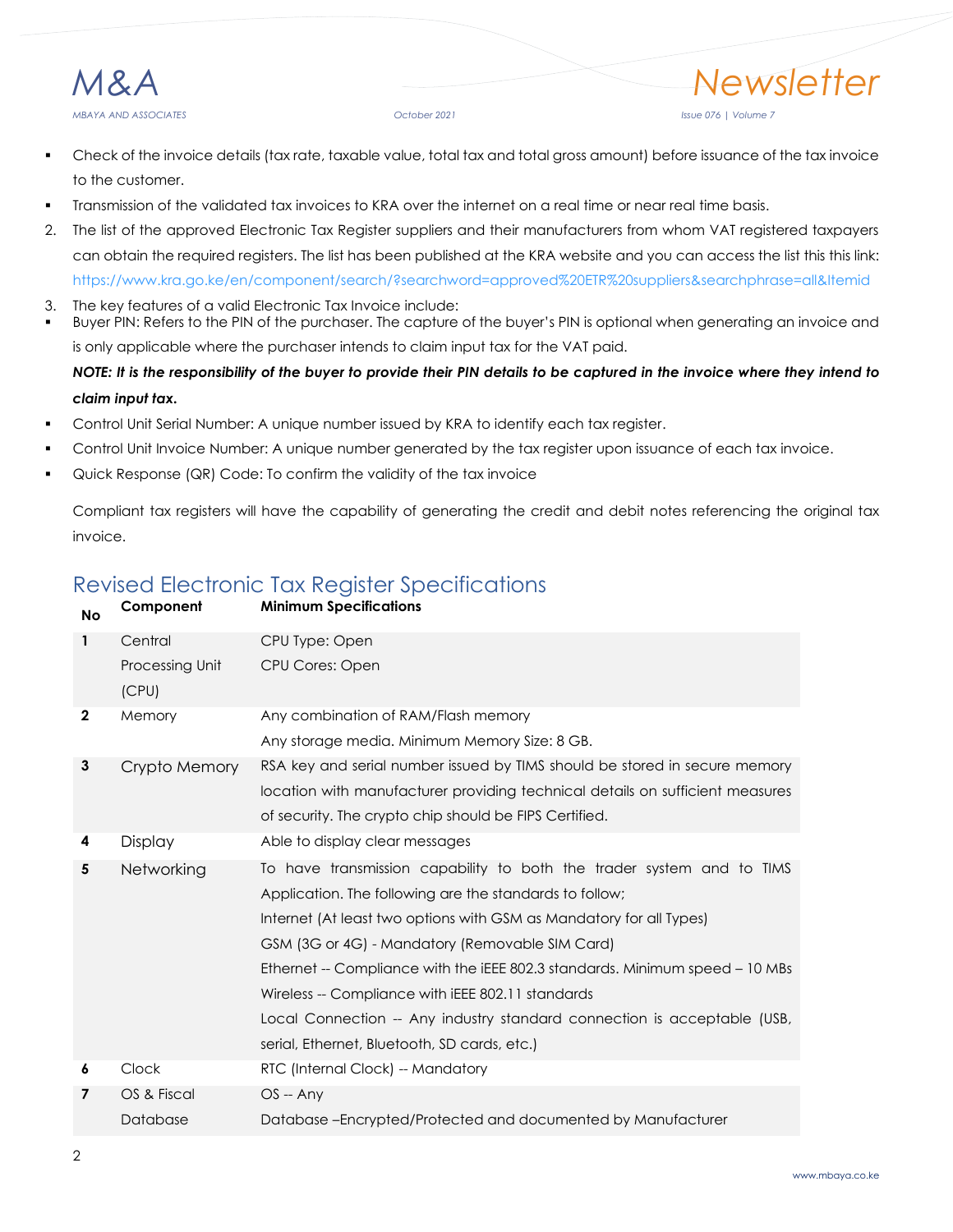- Check of the invoice details (tax rate, taxable value, total tax and total gross amount) before issuance of the tax invoice to the customer.
- Transmission of the validated tax invoices to KRA over the internet on a real time or near real time basis.

2. The list of the approved Electronic Tax Register suppliers and their manufacturers from whom VAT registered taxpayers can obtain the required registers. The list has been published at the KRA website and you can access the list this this link: https://www.kra.go.ke/en/component/search/?searchword=approved%20ETR%20suppliers&searchphrase=all&Itemid
3. The key features of a valid Electronic Tax Invoice include:

- Buyer PIN: Refers to the PIN of the purchaser. The capture of the buyer's PIN is optional when generating an invoice and is only applicable where the purchaser intends to claim input tax for the VAT paid.

***NOTE: It is the responsibility of the buyer to provide their PIN details to be captured in the invoice where they intend to claim input tax.***

- Control Unit Serial Number: A unique number issued by KRA to identify each tax register.
- Control Unit Invoice Number: A unique number generated by the tax register upon issuance of each tax invoice.
- Quick Response (QR) Code: To confirm the validity of the tax invoice

Compliant tax registers will have the capability of generating the credit and debit notes referencing the original tax invoice.

## Revised Electronic Tax Register Specifications

| No | Component | Minimum Specifications |
|---|---|---|
| 1 | Central Processing Unit (CPU) | CPU Type: Open<br>CPU Cores: Open |
| 2 | Memory | Any combination of RAM/Flash memory<br>Any storage media. Minimum Memory Size: 8 GB. |
| 3 | Crypto Memory | RSA key and serial number issued by TIMS should be stored in secure memory location with manufacturer providing technical details on sufficient measures of security. The crypto chip should be FIPS Certified. |
| 4 | Display | Able to display clear messages |
| 5 | Networking | To have transmission capability to both the trader system and to TIMS Application. The following are the standards to follow;<br>Internet (At least two options with GSM as Mandatory for all Types)<br>GSM (3G or 4G) - Mandatory (Removable SIM Card)<br>Ethernet -- Compliance with the iEEE 802.3 standards. Minimum speed – 10 MBs<br>Wireless -- Compliance with iEEE 802.11 standards<br>Local Connection -- Any industry standard connection is acceptable (USB, serial, Ethernet, Bluetooth, SD cards, etc.) |
| 6 | Clock | RTC (Internal Clock) -- Mandatory |
| 7 | OS & Fiscal Database | OS -- Any<br>Database –Encrypted/Protected and documented by Manufacturer |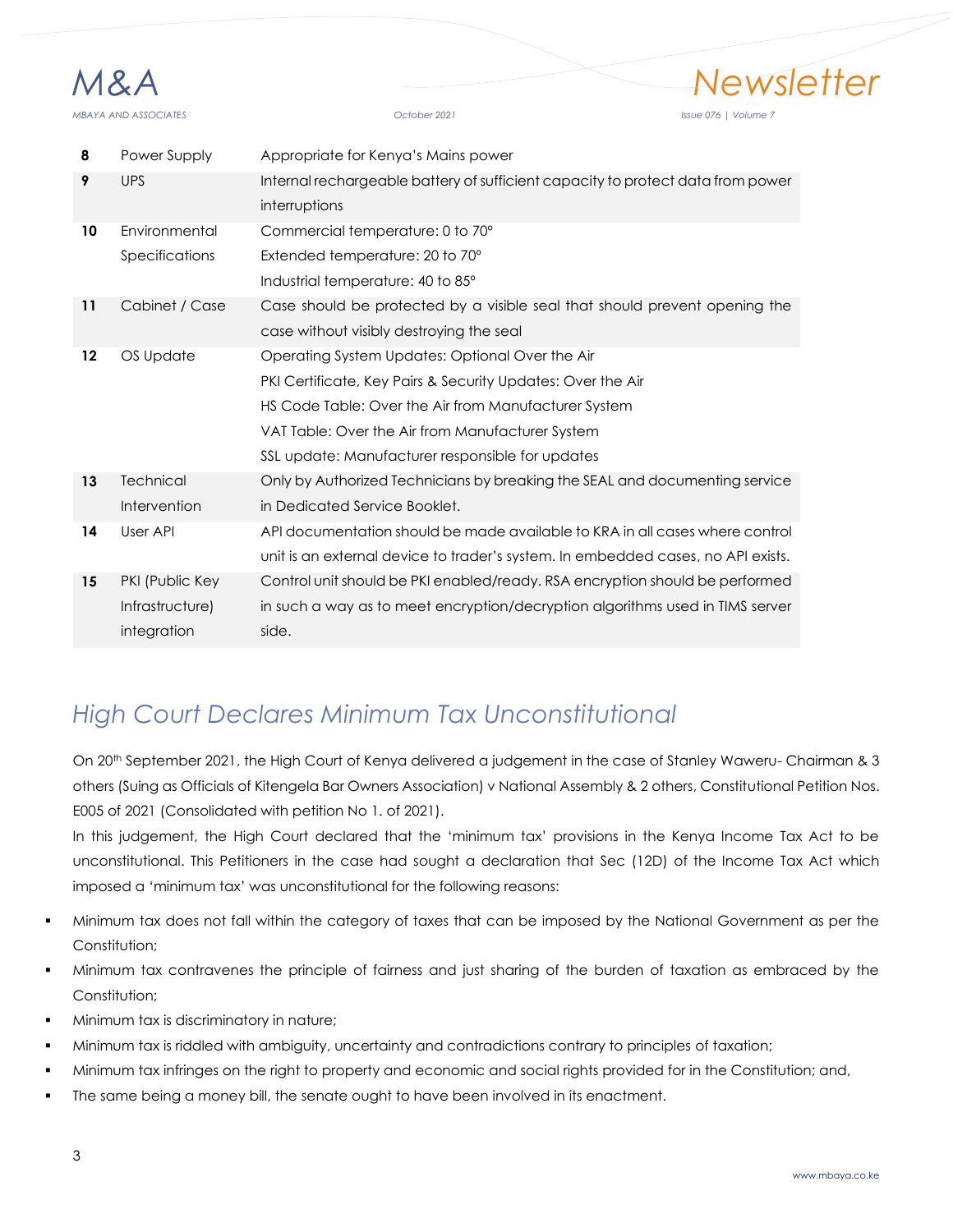| 8 | Power Supply | Appropriate for Kenya's Mains power |
|---|---|---|
| 9 | UPS | Internal rechargeable battery of sufficient capacity to protect data from power interruptions |
| 10 | Environmental Specifications | Commercial temperature: 0 to 70°<br>Extended temperature: 20 to 70°<br>Industrial temperature: 40 to 85° |
| 11 | Cabinet / Case | Case should be protected by a visible seal that should prevent opening the case without visibly destroying the seal |
| 12 | OS Update | Operating System Updates: Optional Over the Air<br>PKI Certificate, Key Pairs & Security Updates: Over the Air<br>HS Code Table: Over the Air from Manufacturer System<br>VAT Table: Over the Air from Manufacturer System<br>SSL update: Manufacturer responsible for updates |
| 13 | Technical Intervention | Only by Authorized Technicians by breaking the SEAL and documenting service in Dedicated Service Booklet. |
| 14 | User API | API documentation should be made available to KRA in all cases where control unit is an external device to trader's system. In embedded cases, no API exists. |
| 15 | PKI (Public Key Infrastructure) integration | Control unit should be PKI enabled/ready. RSA encryption should be performed in such a way as to meet encryption/decryption algorithms used in TIMS server side. |

## *High Court Declares Minimum Tax Unconstitutional*

On 20th September 2021, the High Court of Kenya delivered a judgement in the case of Stanley Waweru- Chairman & 3 others (Suing as Officials of Kitengela Bar Owners Association) v National Assembly & 2 others, Constitutional Petition Nos. E005 of 2021 (Consolidated with petition No 1. of 2021).

In this judgement, the High Court declared that the 'minimum tax' provisions in the Kenya Income Tax Act to be unconstitutional. This Petitioners in the case had sought a declaration that Sec (12D) of the Income Tax Act which imposed a 'minimum tax' was unconstitutional for the following reasons:

- Minimum tax does not fall within the category of taxes that can be imposed by the National Government as per the Constitution;
- Minimum tax contravenes the principle of fairness and just sharing of the burden of taxation as embraced by the Constitution;
- Minimum tax is discriminatory in nature;
- Minimum tax is riddled with ambiguity, uncertainty and contradictions contrary to principles of taxation;
- Minimum tax infringes on the right to property and economic and social rights provided for in the Constitution; and,
- The same being a money bill, the senate ought to have been involved in its enactment.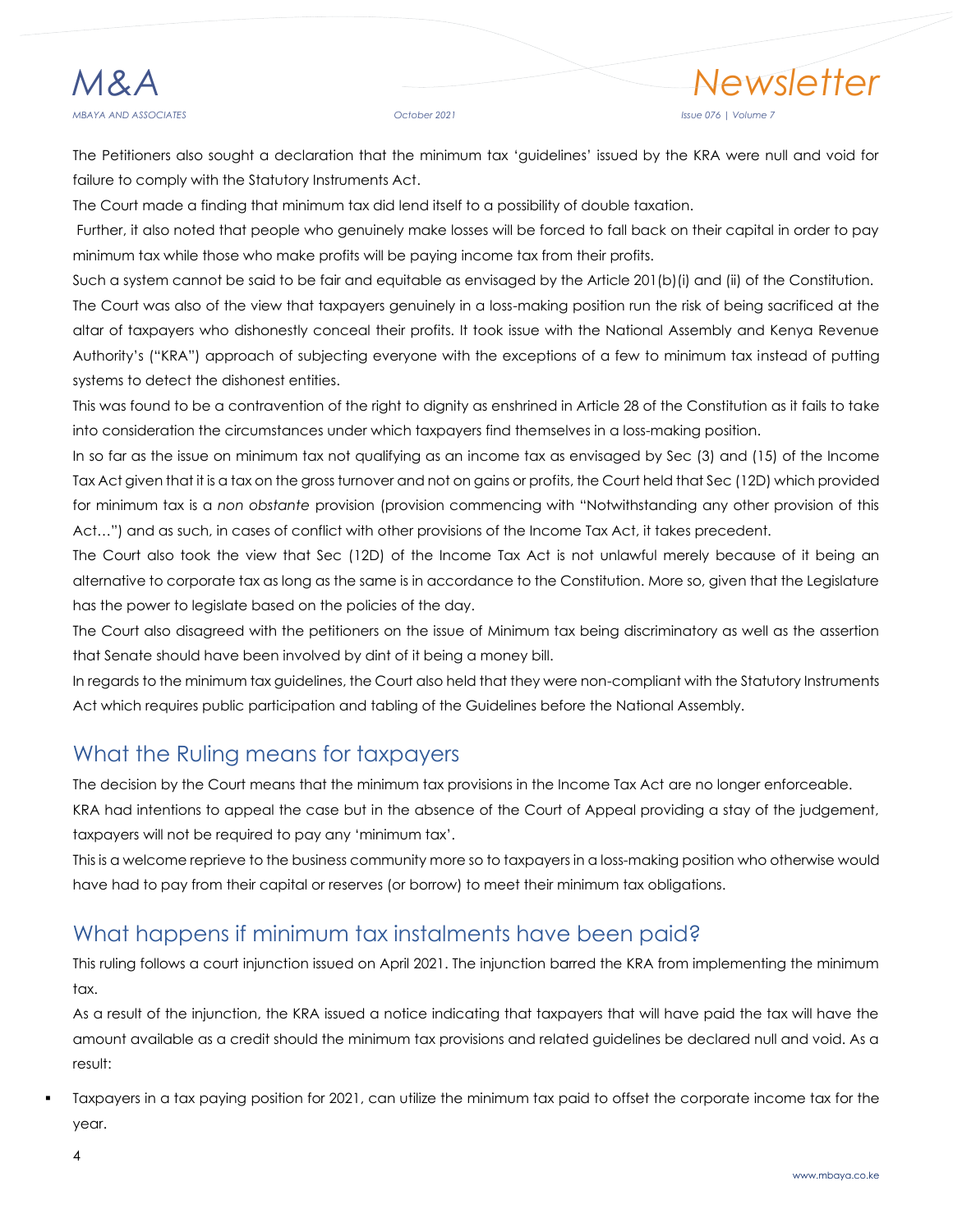The Petitioners also sought a declaration that the minimum tax 'guidelines' issued by the KRA were null and void for failure to comply with the Statutory Instruments Act.

The Court made a finding that minimum tax did lend itself to a possibility of double taxation.

Further, it also noted that people who genuinely make losses will be forced to fall back on their capital in order to pay minimum tax while those who make profits will be paying income tax from their profits.

Such a system cannot be said to be fair and equitable as envisaged by the Article 201(b)(i) and (ii) of the Constitution.

The Court was also of the view that taxpayers genuinely in a loss-making position run the risk of being sacrificed at the altar of taxpayers who dishonestly conceal their profits. It took issue with the National Assembly and Kenya Revenue Authority's ("KRA") approach of subjecting everyone with the exceptions of a few to minimum tax instead of putting systems to detect the dishonest entities.

This was found to be a contravention of the right to dignity as enshrined in Article 28 of the Constitution as it fails to take into consideration the circumstances under which taxpayers find themselves in a loss-making position.

In so far as the issue on minimum tax not qualifying as an income tax as envisaged by Sec (3) and (15) of the Income Tax Act given that it is a tax on the gross turnover and not on gains or profits, the Court held that Sec (12D) which provided for minimum tax is a *non obstante* provision (provision commencing with "Notwithstanding any other provision of this Act…") and as such, in cases of conflict with other provisions of the Income Tax Act, it takes precedent.

The Court also took the view that Sec (12D) of the Income Tax Act is not unlawful merely because of it being an alternative to corporate tax as long as the same is in accordance to the Constitution. More so, given that the Legislature has the power to legislate based on the policies of the day.

The Court also disagreed with the petitioners on the issue of Minimum tax being discriminatory as well as the assertion that Senate should have been involved by dint of it being a money bill.

In regards to the minimum tax guidelines, the Court also held that they were non-compliant with the Statutory Instruments Act which requires public participation and tabling of the Guidelines before the National Assembly.

## What the Ruling means for taxpayers

The decision by the Court means that the minimum tax provisions in the Income Tax Act are no longer enforceable.

KRA had intentions to appeal the case but in the absence of the Court of Appeal providing a stay of the judgement, taxpayers will not be required to pay any 'minimum tax'.

This is a welcome reprieve to the business community more so to taxpayers in a loss-making position who otherwise would have had to pay from their capital or reserves (or borrow) to meet their minimum tax obligations.

## What happens if minimum tax instalments have been paid?

This ruling follows a court injunction issued on April 2021. The injunction barred the KRA from implementing the minimum tax.

As a result of the injunction, the KRA issued a notice indicating that taxpayers that will have paid the tax will have the amount available as a credit should the minimum tax provisions and related guidelines be declared null and void. As a result:

- Taxpayers in a tax paying position for 2021, can utilize the minimum tax paid to offset the corporate income tax for the year.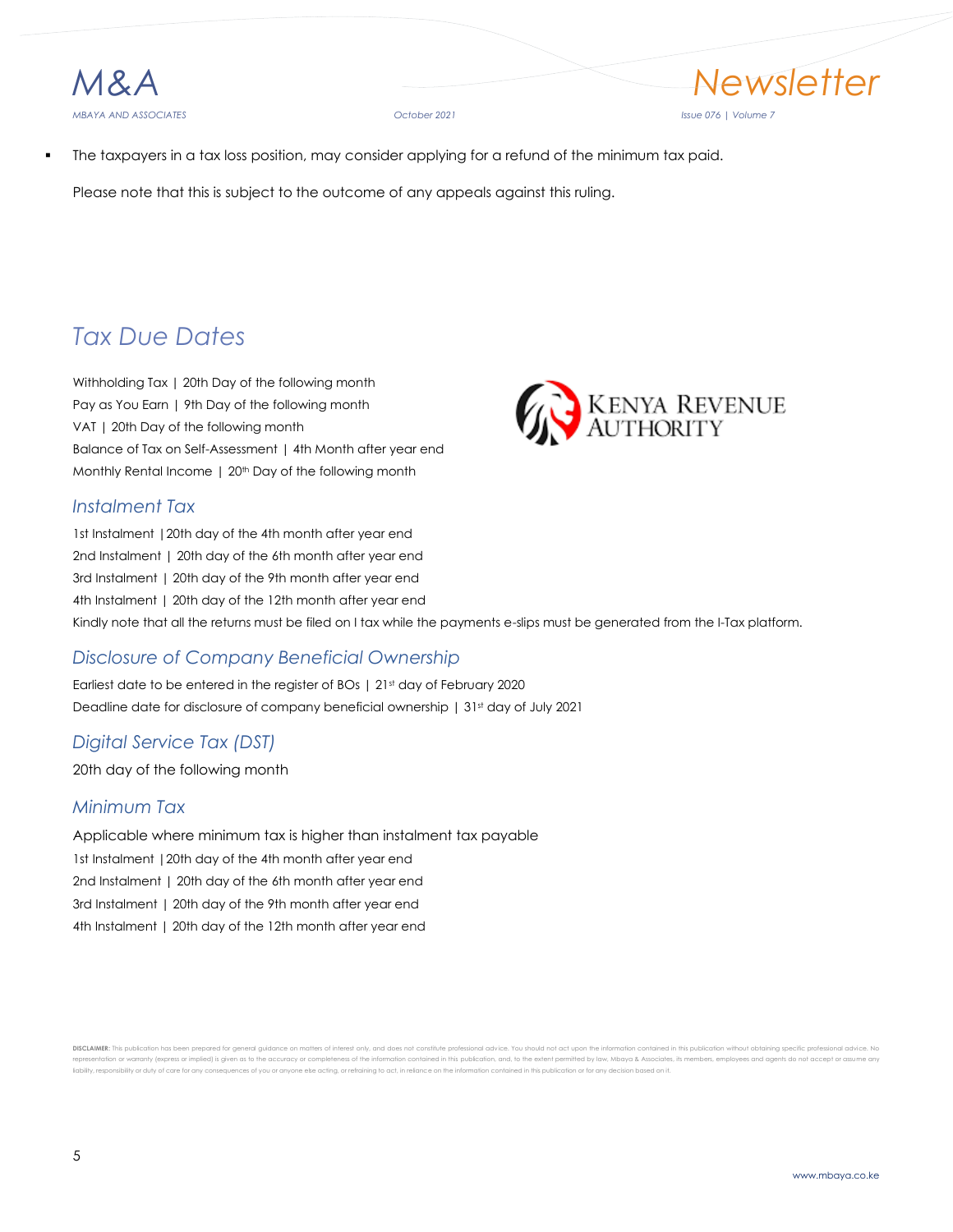- The taxpayers in a tax loss position, may consider applying for a refund of the minimum tax paid.

Please note that this is subject to the outcome of any appeals against this ruling.

## Tax Due Dates

Withholding Tax | 20th Day of the following month
Pay as You Earn | 9th Day of the following month
VAT | 20th Day of the following month
Balance of Tax on Self-Assessment | 4th Month after year end
Monthly Rental Income | 20th Day of the following month

### Instalment Tax

1st Instalment | 20th day of the 4th month after year end
2nd Instalment | 20th day of the 6th month after year end
3rd Instalment | 20th day of the 9th month after year end
4th Instalment | 20th day of the 12th month after year end
Kindly note that all the returns must be filed on I tax while the payments e-slips must be generated from the I-Tax platform.

### Disclosure of Company Beneficial Ownership

Earliest date to be entered in the register of BOs | 21st day of February 2020
Deadline date for disclosure of company beneficial ownership | 31st day of July 2021

### Digital Service Tax (DST)

20th day of the following month

### Minimum Tax

Applicable where minimum tax is higher than instalment tax payable
1st Instalment | 20th day of the 4th month after year end
2nd Instalment | 20th day of the 6th month after year end
3rd Instalment | 20th day of the 9th month after year end
4th Instalment | 20th day of the 12th month after year end

**DISCLAIMER:** This publication has been prepared for general guidance on matters of interest only, and does not constitute professional advice. You should not act upon the information contained in this publication without obtaining specific professional advice. No representation or warranty (express or implied) is given as to the accuracy or completeness of the information contained in this publication, and, to the extent permitted by law, Mbaya & Associates, its members, employees and agents do not accept or assume any liability, responsibility or duty of care for any consequences of you or anyone else acting, or refraining to act, in reliance on the information contained in this publication or for any decision based on it.